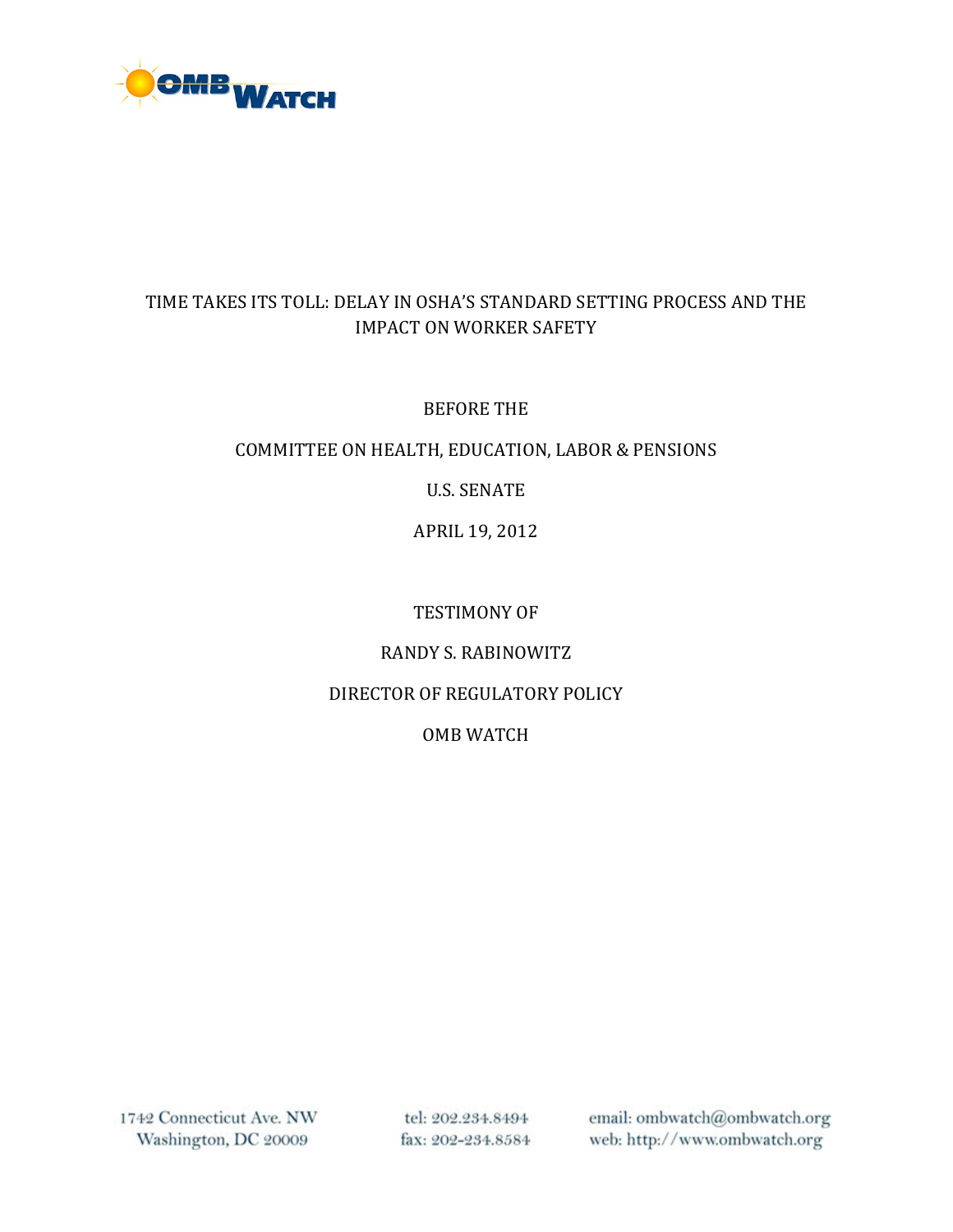OMB WATCH

# TIME TAKES ITS TOLL: DELAY IN OSHA'S STANDARD SETTING PROCESS AND THE IMPACT ON WORKER SAFETY

BEFORE THE

COMMITTEE ON HEALTH, EDUCATION, LABOR & PENSIONS

U.S. SENATE

APRIL 19, 2012

TESTIMONY OF

RANDY S. RABINOWITZ

DIRECTOR OF REGULATORY POLICY

OMB WATCH

1742 Connecticut Ave. NW
Washington, DC 20009

tel: 202.234.8494
fax: 202-234.8584

email: ombwatch@ombwatch.org
web: http://www.ombwatch.org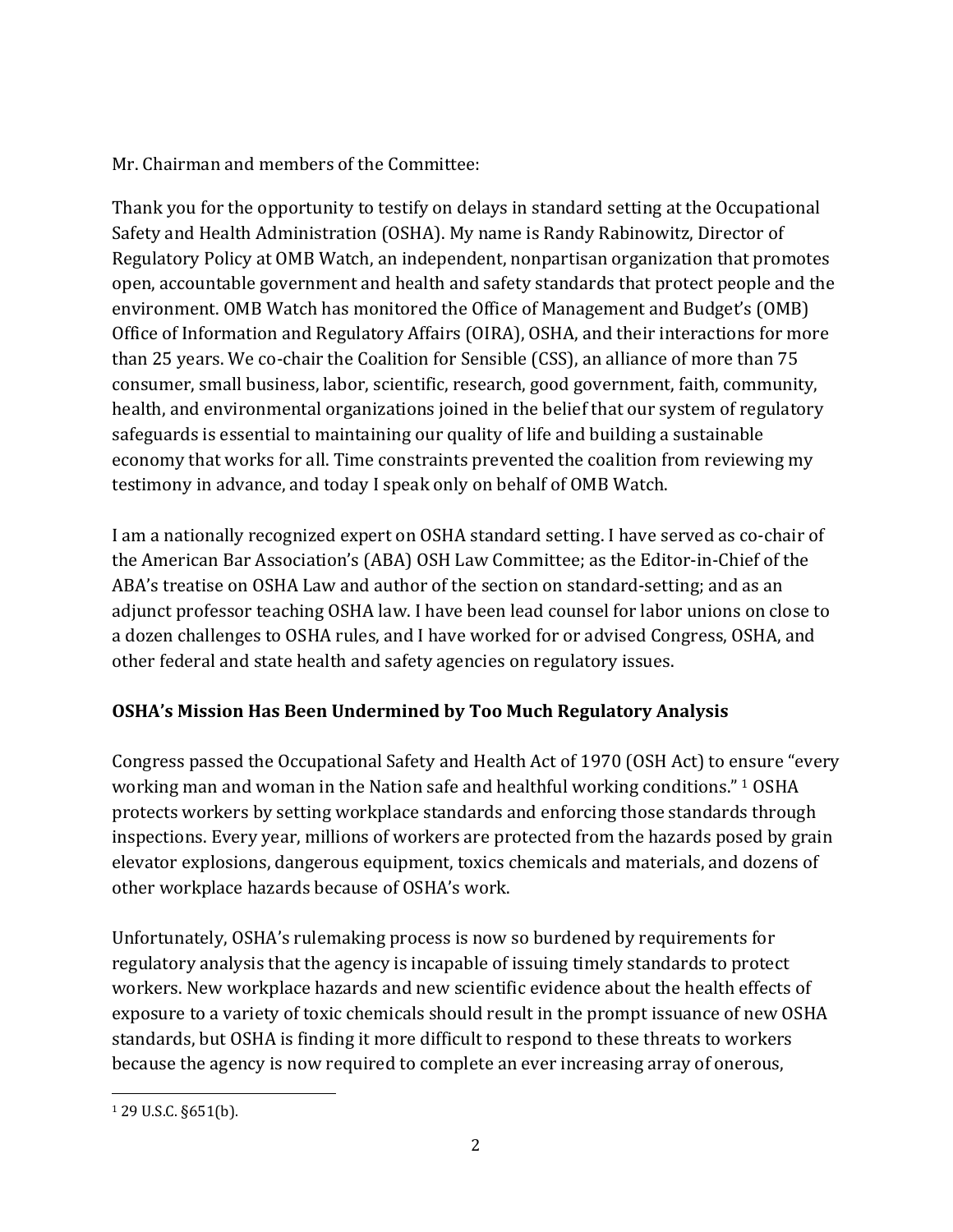Mr. Chairman and members of the Committee:

Thank you for the opportunity to testify on delays in standard setting at the Occupational Safety and Health Administration (OSHA). My name is Randy Rabinowitz, Director of Regulatory Policy at OMB Watch, an independent, nonpartisan organization that promotes open, accountable government and health and safety standards that protect people and the environment. OMB Watch has monitored the Office of Management and Budget's (OMB) Office of Information and Regulatory Affairs (OIRA), OSHA, and their interactions for more than 25 years. We co-chair the Coalition for Sensible (CSS), an alliance of more than 75 consumer, small business, labor, scientific, research, good government, faith, community, health, and environmental organizations joined in the belief that our system of regulatory safeguards is essential to maintaining our quality of life and building a sustainable economy that works for all. Time constraints prevented the coalition from reviewing my testimony in advance, and today I speak only on behalf of OMB Watch.

I am a nationally recognized expert on OSHA standard setting. I have served as co-chair of the American Bar Association's (ABA) OSH Law Committee; as the Editor-in-Chief of the ABA's treatise on OSHA Law and author of the section on standard-setting; and as an adjunct professor teaching OSHA law. I have been lead counsel for labor unions on close to a dozen challenges to OSHA rules, and I have worked for or advised Congress, OSHA, and other federal and state health and safety agencies on regulatory issues.

**OSHA's Mission Has Been Undermined by Too Much Regulatory Analysis**

Congress passed the Occupational Safety and Health Act of 1970 (OSH Act) to ensure "every working man and woman in the Nation safe and healthful working conditions." [1] OSHA protects workers by setting workplace standards and enforcing those standards through inspections. Every year, millions of workers are protected from the hazards posed by grain elevator explosions, dangerous equipment, toxics chemicals and materials, and dozens of other workplace hazards because of OSHA's work.

Unfortunately, OSHA's rulemaking process is now so burdened by requirements for regulatory analysis that the agency is incapable of issuing timely standards to protect workers. New workplace hazards and new scientific evidence about the health effects of exposure to a variety of toxic chemicals should result in the prompt issuance of new OSHA standards, but OSHA is finding it more difficult to respond to these threats to workers because the agency is now required to complete an ever increasing array of onerous,

---

[1] 29 U.S.C. §651(b).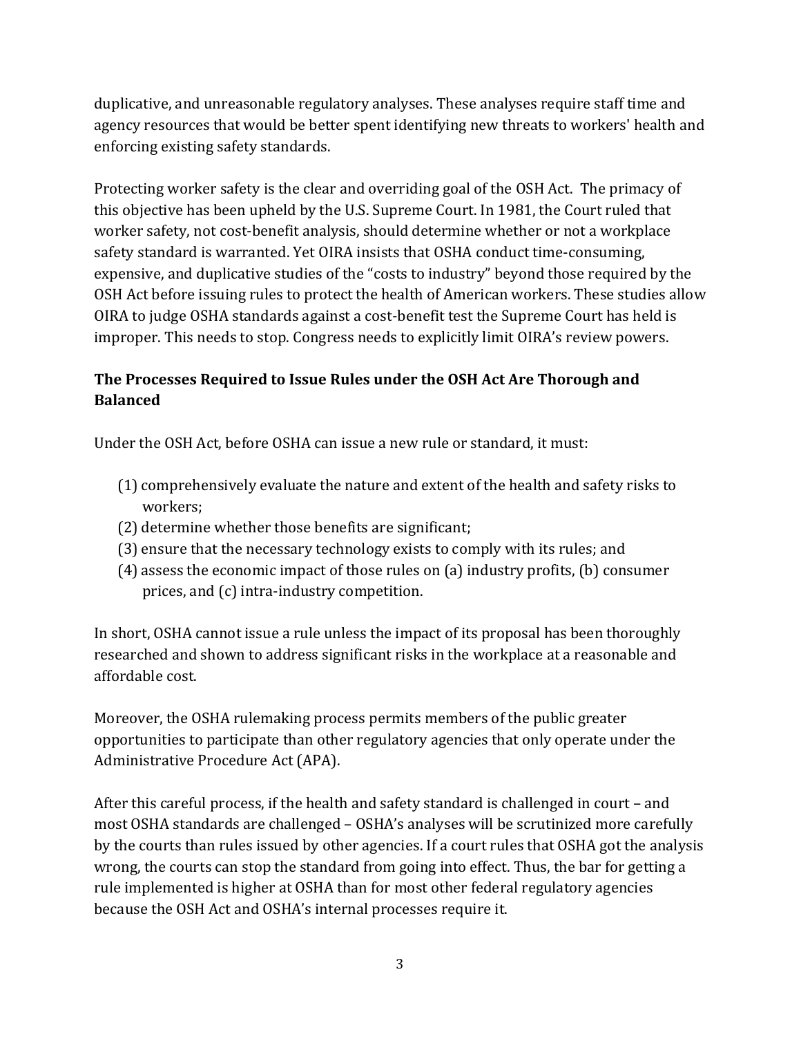duplicative, and unreasonable regulatory analyses. These analyses require staff time and agency resources that would be better spent identifying new threats to workers' health and enforcing existing safety standards.

Protecting worker safety is the clear and overriding goal of the OSH Act. The primacy of this objective has been upheld by the U.S. Supreme Court. In 1981, the Court ruled that worker safety, not cost-benefit analysis, should determine whether or not a workplace safety standard is warranted. Yet OIRA insists that OSHA conduct time-consuming, expensive, and duplicative studies of the "costs to industry" beyond those required by the OSH Act before issuing rules to protect the health of American workers. These studies allow OIRA to judge OSHA standards against a cost-benefit test the Supreme Court has held is improper. This needs to stop. Congress needs to explicitly limit OIRA's review powers.

### The Processes Required to Issue Rules under the OSH Act Are Thorough and Balanced

Under the OSH Act, before OSHA can issue a new rule or standard, it must:

(1) comprehensively evaluate the nature and extent of the health and safety risks to workers;
(2) determine whether those benefits are significant;
(3) ensure that the necessary technology exists to comply with its rules; and
(4) assess the economic impact of those rules on (a) industry profits, (b) consumer prices, and (c) intra-industry competition.

In short, OSHA cannot issue a rule unless the impact of its proposal has been thoroughly researched and shown to address significant risks in the workplace at a reasonable and affordable cost.

Moreover, the OSHA rulemaking process permits members of the public greater opportunities to participate than other regulatory agencies that only operate under the Administrative Procedure Act (APA).

After this careful process, if the health and safety standard is challenged in court – and most OSHA standards are challenged – OSHA's analyses will be scrutinized more carefully by the courts than rules issued by other agencies. If a court rules that OSHA got the analysis wrong, the courts can stop the standard from going into effect. Thus, the bar for getting a rule implemented is higher at OSHA than for most other federal regulatory agencies because the OSH Act and OSHA's internal processes require it.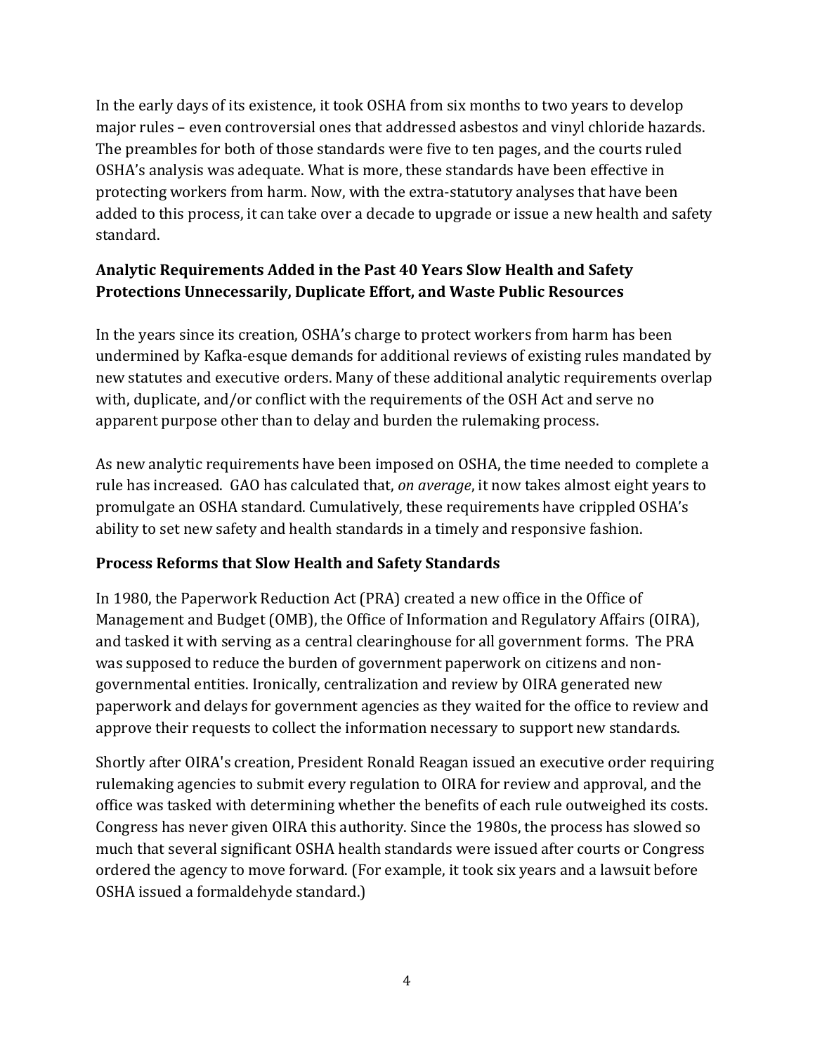In the early days of its existence, it took OSHA from six months to two years to develop major rules – even controversial ones that addressed asbestos and vinyl chloride hazards. The preambles for both of those standards were five to ten pages, and the courts ruled OSHA's analysis was adequate. What is more, these standards have been effective in protecting workers from harm. Now, with the extra-statutory analyses that have been added to this process, it can take over a decade to upgrade or issue a new health and safety standard.

### Analytic Requirements Added in the Past 40 Years Slow Health and Safety Protections Unnecessarily, Duplicate Effort, and Waste Public Resources

In the years since its creation, OSHA's charge to protect workers from harm has been undermined by Kafka-esque demands for additional reviews of existing rules mandated by new statutes and executive orders. Many of these additional analytic requirements overlap with, duplicate, and/or conflict with the requirements of the OSH Act and serve no apparent purpose other than to delay and burden the rulemaking process.

As new analytic requirements have been imposed on OSHA, the time needed to complete a rule has increased. GAO has calculated that, *on average*, it now takes almost eight years to promulgate an OSHA standard. Cumulatively, these requirements have crippled OSHA's ability to set new safety and health standards in a timely and responsive fashion.

### Process Reforms that Slow Health and Safety Standards

In 1980, the Paperwork Reduction Act (PRA) created a new office in the Office of Management and Budget (OMB), the Office of Information and Regulatory Affairs (OIRA), and tasked it with serving as a central clearinghouse for all government forms. The PRA was supposed to reduce the burden of government paperwork on citizens and non-governmental entities. Ironically, centralization and review by OIRA generated new paperwork and delays for government agencies as they waited for the office to review and approve their requests to collect the information necessary to support new standards.

Shortly after OIRA's creation, President Ronald Reagan issued an executive order requiring rulemaking agencies to submit every regulation to OIRA for review and approval, and the office was tasked with determining whether the benefits of each rule outweighed its costs. Congress has never given OIRA this authority. Since the 1980s, the process has slowed so much that several significant OSHA health standards were issued after courts or Congress ordered the agency to move forward. (For example, it took six years and a lawsuit before OSHA issued a formaldehyde standard.)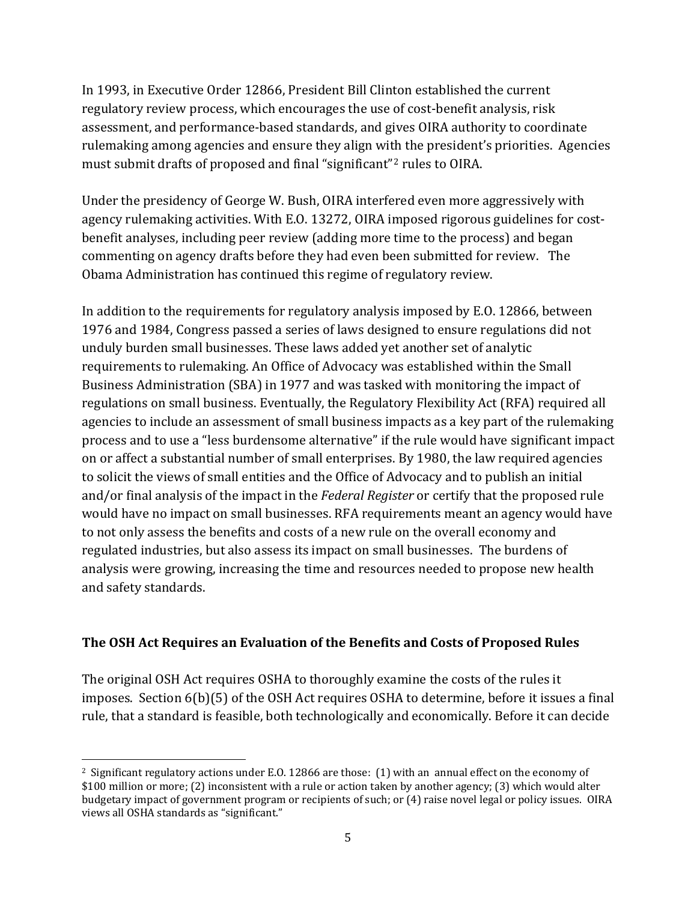In 1993, in Executive Order 12866, President Bill Clinton established the current regulatory review process, which encourages the use of cost-benefit analysis, risk assessment, and performance-based standards, and gives OIRA authority to coordinate rulemaking among agencies and ensure they align with the president's priorities. Agencies must submit drafts of proposed and final "significant"[2] rules to OIRA.

Under the presidency of George W. Bush, OIRA interfered even more aggressively with agency rulemaking activities. With E.O. 13272, OIRA imposed rigorous guidelines for cost-benefit analyses, including peer review (adding more time to the process) and began commenting on agency drafts before they had even been submitted for review. The Obama Administration has continued this regime of regulatory review.

In addition to the requirements for regulatory analysis imposed by E.O. 12866, between 1976 and 1984, Congress passed a series of laws designed to ensure regulations did not unduly burden small businesses. These laws added yet another set of analytic requirements to rulemaking. An Office of Advocacy was established within the Small Business Administration (SBA) in 1977 and was tasked with monitoring the impact of regulations on small business. Eventually, the Regulatory Flexibility Act (RFA) required all agencies to include an assessment of small business impacts as a key part of the rulemaking process and to use a "less burdensome alternative" if the rule would have significant impact on or affect a substantial number of small enterprises. By 1980, the law required agencies to solicit the views of small entities and the Office of Advocacy and to publish an initial and/or final analysis of the impact in the *Federal Register* or certify that the proposed rule would have no impact on small businesses. RFA requirements meant an agency would have to not only assess the benefits and costs of a new rule on the overall economy and regulated industries, but also assess its impact on small businesses. The burdens of analysis were growing, increasing the time and resources needed to propose new health and safety standards.

## The OSH Act Requires an Evaluation of the Benefits and Costs of Proposed Rules

The original OSH Act requires OSHA to thoroughly examine the costs of the rules it imposes. Section 6(b)(5) of the OSH Act requires OSHA to determine, before it issues a final rule, that a standard is feasible, both technologically and economically. Before it can decide

[2] Significant regulatory actions under E.O. 12866 are those: (1) with an annual effect on the economy of $100 million or more; (2) inconsistent with a rule or action taken by another agency; (3) which would alter budgetary impact of government program or recipients of such; or (4) raise novel legal or policy issues. OIRA views all OSHA standards as "significant."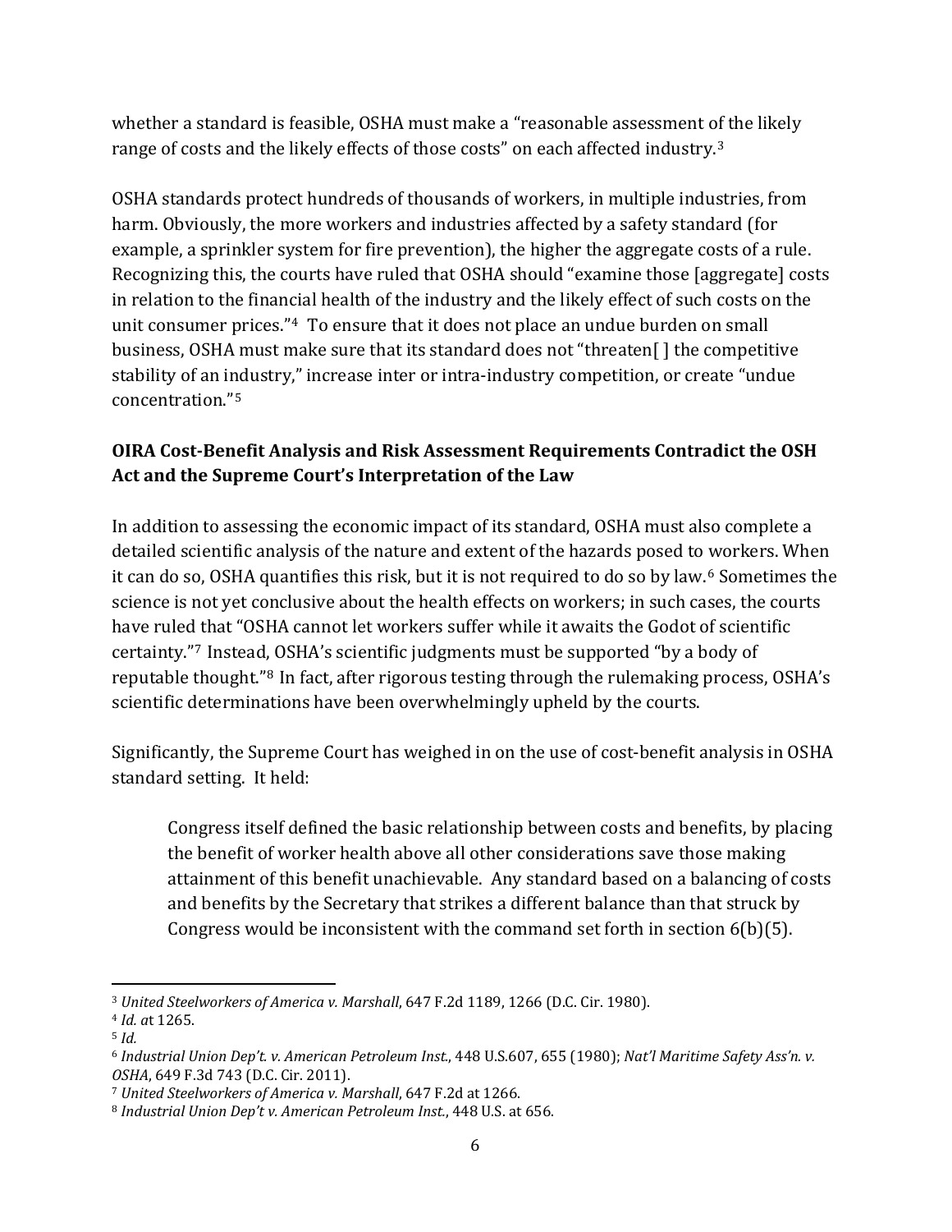whether a standard is feasible, OSHA must make a "reasonable assessment of the likely range of costs and the likely effects of those costs" on each affected industry.[3]

OSHA standards protect hundreds of thousands of workers, in multiple industries, from harm. Obviously, the more workers and industries affected by a safety standard (for example, a sprinkler system for fire prevention), the higher the aggregate costs of a rule. Recognizing this, the courts have ruled that OSHA should "examine those [aggregate] costs in relation to the financial health of the industry and the likely effect of such costs on the unit consumer prices."[4] To ensure that it does not place an undue burden on small business, OSHA must make sure that its standard does not "threaten[ ] the competitive stability of an industry," increase inter or intra-industry competition, or create "undue concentration."[5]

### OIRA Cost-Benefit Analysis and Risk Assessment Requirements Contradict the OSH Act and the Supreme Court's Interpretation of the Law

In addition to assessing the economic impact of its standard, OSHA must also complete a detailed scientific analysis of the nature and extent of the hazards posed to workers. When it can do so, OSHA quantifies this risk, but it is not required to do so by law.[6] Sometimes the science is not yet conclusive about the health effects on workers; in such cases, the courts have ruled that "OSHA cannot let workers suffer while it awaits the Godot of scientific certainty."[7] Instead, OSHA's scientific judgments must be supported "by a body of reputable thought."[8] In fact, after rigorous testing through the rulemaking process, OSHA's scientific determinations have been overwhelmingly upheld by the courts.

Significantly, the Supreme Court has weighed in on the use of cost-benefit analysis in OSHA standard setting. It held:

> Congress itself defined the basic relationship between costs and benefits, by placing the benefit of worker health above all other considerations save those making attainment of this benefit unachievable. Any standard based on a balancing of costs and benefits by the Secretary that strikes a different balance than that struck by Congress would be inconsistent with the command set forth in section 6(b)(5).

---

[3] *United Steelworkers of America v. Marshall*, 647 F.2d 1189, 1266 (D.C. Cir. 1980).

[4] *Id. a*t 1265.

[5] *Id.*

[6] *Industrial Union Dep't. v. American Petroleum Inst.*, 448 U.S.607, 655 (1980); *Nat'l Maritime Safety Ass'n. v. OSHA*, 649 F.3d 743 (D.C. Cir. 2011).

[7] *United Steelworkers of America v. Marshall*, 647 F.2d at 1266.

[8] *Industrial Union Dep't v. American Petroleum Inst.*, 448 U.S. at 656.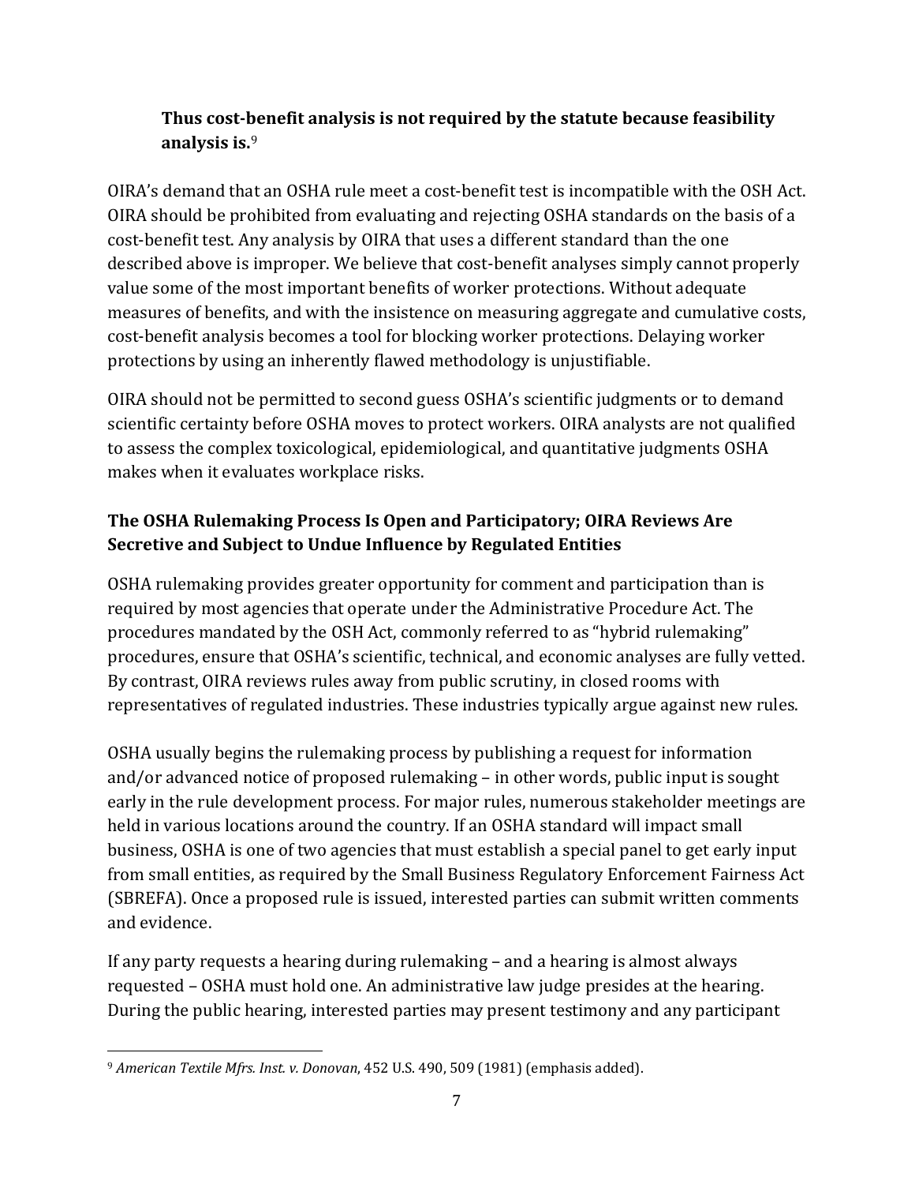**Thus cost-benefit analysis is not required by the statute because feasibility analysis is.**[9]

OIRA's demand that an OSHA rule meet a cost-benefit test is incompatible with the OSH Act. OIRA should be prohibited from evaluating and rejecting OSHA standards on the basis of a cost-benefit test. Any analysis by OIRA that uses a different standard than the one described above is improper. We believe that cost-benefit analyses simply cannot properly value some of the most important benefits of worker protections. Without adequate measures of benefits, and with the insistence on measuring aggregate and cumulative costs, cost-benefit analysis becomes a tool for blocking worker protections. Delaying worker protections by using an inherently flawed methodology is unjustifiable.

OIRA should not be permitted to second guess OSHA's scientific judgments or to demand scientific certainty before OSHA moves to protect workers. OIRA analysts are not qualified to assess the complex toxicological, epidemiological, and quantitative judgments OSHA makes when it evaluates workplace risks.

## The OSHA Rulemaking Process Is Open and Participatory; OIRA Reviews Are Secretive and Subject to Undue Influence by Regulated Entities

OSHA rulemaking provides greater opportunity for comment and participation than is required by most agencies that operate under the Administrative Procedure Act. The procedures mandated by the OSH Act, commonly referred to as "hybrid rulemaking" procedures, ensure that OSHA's scientific, technical, and economic analyses are fully vetted. By contrast, OIRA reviews rules away from public scrutiny, in closed rooms with representatives of regulated industries. These industries typically argue against new rules.

OSHA usually begins the rulemaking process by publishing a request for information and/or advanced notice of proposed rulemaking – in other words, public input is sought early in the rule development process. For major rules, numerous stakeholder meetings are held in various locations around the country. If an OSHA standard will impact small business, OSHA is one of two agencies that must establish a special panel to get early input from small entities, as required by the Small Business Regulatory Enforcement Fairness Act (SBREFA). Once a proposed rule is issued, interested parties can submit written comments and evidence.

If any party requests a hearing during rulemaking – and a hearing is almost always requested – OSHA must hold one. An administrative law judge presides at the hearing. During the public hearing, interested parties may present testimony and any participant

---

[9] *American Textile Mfrs. Inst. v. Donovan*, 452 U.S. 490, 509 (1981) (emphasis added).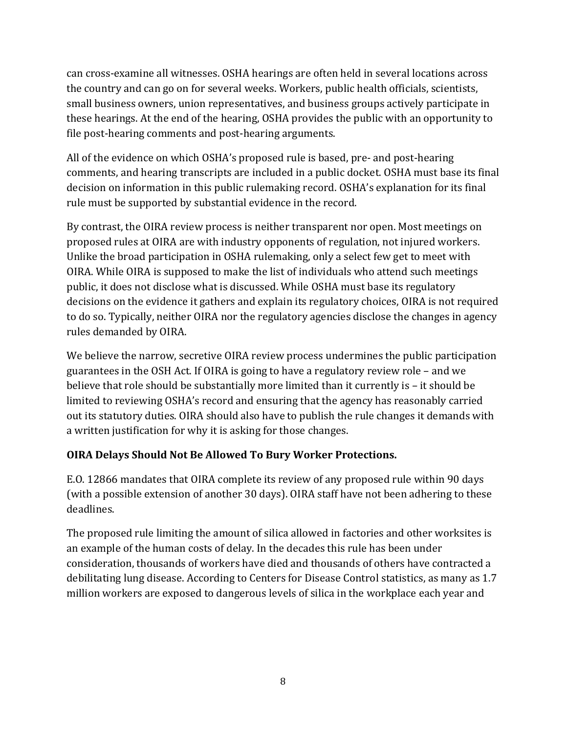can cross-examine all witnesses. OSHA hearings are often held in several locations across the country and can go on for several weeks. Workers, public health officials, scientists, small business owners, union representatives, and business groups actively participate in these hearings. At the end of the hearing, OSHA provides the public with an opportunity to file post-hearing comments and post-hearing arguments.

All of the evidence on which OSHA's proposed rule is based, pre- and post-hearing comments, and hearing transcripts are included in a public docket. OSHA must base its final decision on information in this public rulemaking record. OSHA's explanation for its final rule must be supported by substantial evidence in the record.

By contrast, the OIRA review process is neither transparent nor open. Most meetings on proposed rules at OIRA are with industry opponents of regulation, not injured workers. Unlike the broad participation in OSHA rulemaking, only a select few get to meet with OIRA. While OIRA is supposed to make the list of individuals who attend such meetings public, it does not disclose what is discussed. While OSHA must base its regulatory decisions on the evidence it gathers and explain its regulatory choices, OIRA is not required to do so. Typically, neither OIRA nor the regulatory agencies disclose the changes in agency rules demanded by OIRA.

We believe the narrow, secretive OIRA review process undermines the public participation guarantees in the OSH Act. If OIRA is going to have a regulatory review role – and we believe that role should be substantially more limited than it currently is – it should be limited to reviewing OSHA's record and ensuring that the agency has reasonably carried out its statutory duties. OIRA should also have to publish the rule changes it demands with a written justification for why it is asking for those changes.

**OIRA Delays Should Not Be Allowed To Bury Worker Protections.**

E.O. 12866 mandates that OIRA complete its review of any proposed rule within 90 days (with a possible extension of another 30 days). OIRA staff have not been adhering to these deadlines.

The proposed rule limiting the amount of silica allowed in factories and other worksites is an example of the human costs of delay. In the decades this rule has been under consideration, thousands of workers have died and thousands of others have contracted a debilitating lung disease. According to Centers for Disease Control statistics, as many as 1.7 million workers are exposed to dangerous levels of silica in the workplace each year and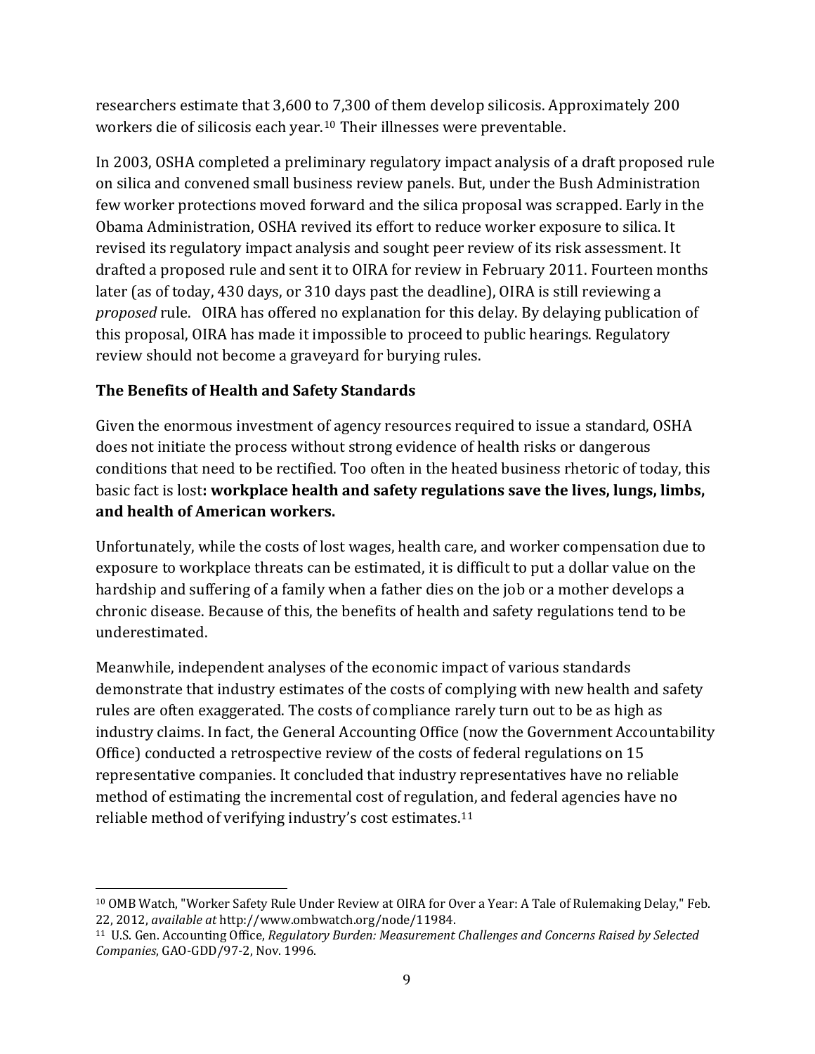researchers estimate that 3,600 to 7,300 of them develop silicosis. Approximately 200 workers die of silicosis each year.[10] Their illnesses were preventable.

In 2003, OSHA completed a preliminary regulatory impact analysis of a draft proposed rule on silica and convened small business review panels. But, under the Bush Administration few worker protections moved forward and the silica proposal was scrapped. Early in the Obama Administration, OSHA revived its effort to reduce worker exposure to silica. It revised its regulatory impact analysis and sought peer review of its risk assessment. It drafted a proposed rule and sent it to OIRA for review in February 2011. Fourteen months later (as of today, 430 days, or 310 days past the deadline), OIRA is still reviewing a *proposed* rule. OIRA has offered no explanation for this delay. By delaying publication of this proposal, OIRA has made it impossible to proceed to public hearings. Regulatory review should not become a graveyard for burying rules.

**The Benefits of Health and Safety Standards**

Given the enormous investment of agency resources required to issue a standard, OSHA does not initiate the process without strong evidence of health risks or dangerous conditions that need to be rectified. Too often in the heated business rhetoric of today, this basic fact is lost**: workplace health and safety regulations save the lives, lungs, limbs, and health of American workers.**

Unfortunately, while the costs of lost wages, health care, and worker compensation due to exposure to workplace threats can be estimated, it is difficult to put a dollar value on the hardship and suffering of a family when a father dies on the job or a mother develops a chronic disease. Because of this, the benefits of health and safety regulations tend to be underestimated.

Meanwhile, independent analyses of the economic impact of various standards demonstrate that industry estimates of the costs of complying with new health and safety rules are often exaggerated. The costs of compliance rarely turn out to be as high as industry claims. In fact, the General Accounting Office (now the Government Accountability Office) conducted a retrospective review of the costs of federal regulations on 15 representative companies. It concluded that industry representatives have no reliable method of estimating the incremental cost of regulation, and federal agencies have no reliable method of verifying industry's cost estimates.[11]

---

[10] OMB Watch, "Worker Safety Rule Under Review at OIRA for Over a Year: A Tale of Rulemaking Delay," Feb. 22, 2012, *available at* http://www.ombwatch.org/node/11984.

[11] U.S. Gen. Accounting Office, *Regulatory Burden: Measurement Challenges and Concerns Raised by Selected Companies*, GAO-GDD/97-2, Nov. 1996.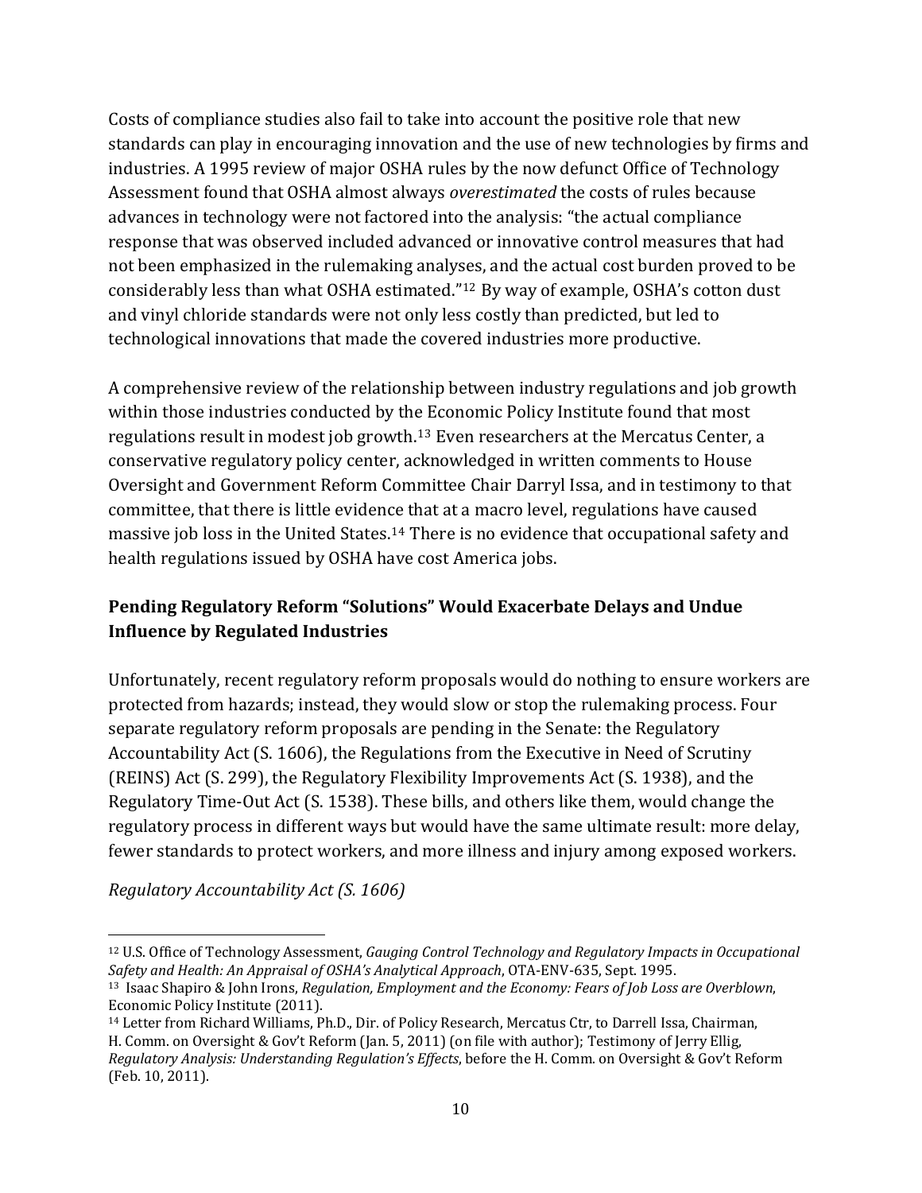Costs of compliance studies also fail to take into account the positive role that new standards can play in encouraging innovation and the use of new technologies by firms and industries. A 1995 review of major OSHA rules by the now defunct Office of Technology Assessment found that OSHA almost always *overestimated* the costs of rules because advances in technology were not factored into the analysis: "the actual compliance response that was observed included advanced or innovative control measures that had not been emphasized in the rulemaking analyses, and the actual cost burden proved to be considerably less than what OSHA estimated."[12] By way of example, OSHA's cotton dust and vinyl chloride standards were not only less costly than predicted, but led to technological innovations that made the covered industries more productive.

A comprehensive review of the relationship between industry regulations and job growth within those industries conducted by the Economic Policy Institute found that most regulations result in modest job growth.[13] Even researchers at the Mercatus Center, a conservative regulatory policy center, acknowledged in written comments to House Oversight and Government Reform Committee Chair Darryl Issa, and in testimony to that committee, that there is little evidence that at a macro level, regulations have caused massive job loss in the United States.[14] There is no evidence that occupational safety and health regulations issued by OSHA have cost America jobs.

### Pending Regulatory Reform "Solutions" Would Exacerbate Delays and Undue Influence by Regulated Industries

Unfortunately, recent regulatory reform proposals would do nothing to ensure workers are protected from hazards; instead, they would slow or stop the rulemaking process. Four separate regulatory reform proposals are pending in the Senate: the Regulatory Accountability Act (S. 1606), the Regulations from the Executive in Need of Scrutiny (REINS) Act (S. 299), the Regulatory Flexibility Improvements Act (S. 1938), and the Regulatory Time-Out Act (S. 1538). These bills, and others like them, would change the regulatory process in different ways but would have the same ultimate result: more delay, fewer standards to protect workers, and more illness and injury among exposed workers.

*Regulatory Accountability Act (S. 1606)*

---

[12] U.S. Office of Technology Assessment, *Gauging Control Technology and Regulatory Impacts in Occupational Safety and Health: An Appraisal of OSHA's Analytical Approach*, OTA-ENV-635, Sept. 1995.

[13] Isaac Shapiro & John Irons, *Regulation, Employment and the Economy: Fears of Job Loss are Overblown*, Economic Policy Institute (2011).

[14] Letter from Richard Williams, Ph.D., Dir. of Policy Research, Mercatus Ctr, to Darrell Issa, Chairman, H. Comm. on Oversight & Gov't Reform (Jan. 5, 2011) (on file with author); Testimony of Jerry Ellig, *Regulatory Analysis: Understanding Regulation's Effects*, before the H. Comm. on Oversight & Gov't Reform (Feb. 10, 2011).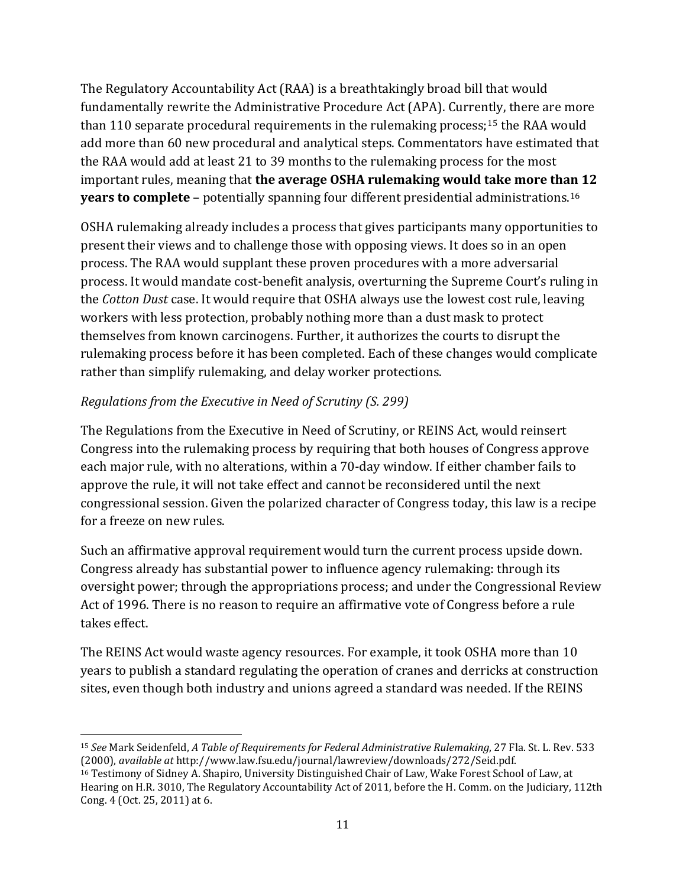The Regulatory Accountability Act (RAA) is a breathtakingly broad bill that would fundamentally rewrite the Administrative Procedure Act (APA). Currently, there are more than 110 separate procedural requirements in the rulemaking process;[15] the RAA would add more than 60 new procedural and analytical steps. Commentators have estimated that the RAA would add at least 21 to 39 months to the rulemaking process for the most important rules, meaning that **the average OSHA rulemaking would take more than 12 years to complete** – potentially spanning four different presidential administrations.[16]

OSHA rulemaking already includes a process that gives participants many opportunities to present their views and to challenge those with opposing views. It does so in an open process. The RAA would supplant these proven procedures with a more adversarial process. It would mandate cost-benefit analysis, overturning the Supreme Court's ruling in the *Cotton Dust* case. It would require that OSHA always use the lowest cost rule, leaving workers with less protection, probably nothing more than a dust mask to protect themselves from known carcinogens. Further, it authorizes the courts to disrupt the rulemaking process before it has been completed. Each of these changes would complicate rather than simplify rulemaking, and delay worker protections.

*Regulations from the Executive in Need of Scrutiny (S. 299)*

The Regulations from the Executive in Need of Scrutiny, or REINS Act, would reinsert Congress into the rulemaking process by requiring that both houses of Congress approve each major rule, with no alterations, within a 70-day window. If either chamber fails to approve the rule, it will not take effect and cannot be reconsidered until the next congressional session. Given the polarized character of Congress today, this law is a recipe for a freeze on new rules.

Such an affirmative approval requirement would turn the current process upside down. Congress already has substantial power to influence agency rulemaking: through its oversight power; through the appropriations process; and under the Congressional Review Act of 1996. There is no reason to require an affirmative vote of Congress before a rule takes effect.

The REINS Act would waste agency resources. For example, it took OSHA more than 10 years to publish a standard regulating the operation of cranes and derricks at construction sites, even though both industry and unions agreed a standard was needed. If the REINS

---

[15] *See* Mark Seidenfeld, *A Table of Requirements for Federal Administrative Rulemaking*, 27 Fla. St. L. Rev. 533 (2000), *available at* http://www.law.fsu.edu/journal/lawreview/downloads/272/Seid.pdf.

[16] Testimony of Sidney A. Shapiro, University Distinguished Chair of Law, Wake Forest School of Law, at Hearing on H.R. 3010, The Regulatory Accountability Act of 2011, before the H. Comm. on the Judiciary, 112th Cong. 4 (Oct. 25, 2011) at 6.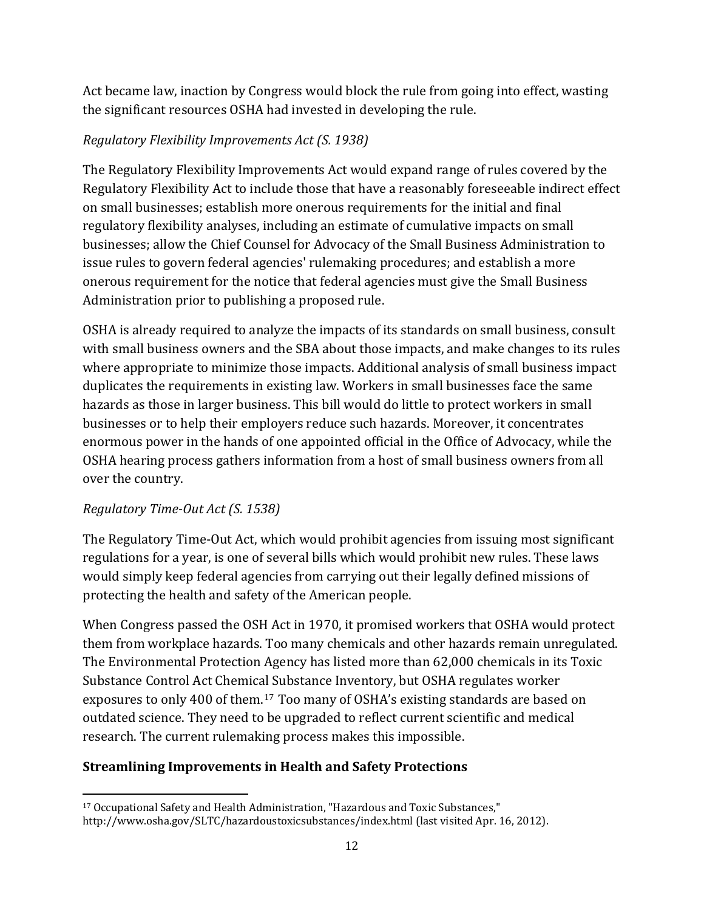Act became law, inaction by Congress would block the rule from going into effect, wasting the significant resources OSHA had invested in developing the rule.

*Regulatory Flexibility Improvements Act (S. 1938)*

The Regulatory Flexibility Improvements Act would expand range of rules covered by the Regulatory Flexibility Act to include those that have a reasonably foreseeable indirect effect on small businesses; establish more onerous requirements for the initial and final regulatory flexibility analyses, including an estimate of cumulative impacts on small businesses; allow the Chief Counsel for Advocacy of the Small Business Administration to issue rules to govern federal agencies' rulemaking procedures; and establish a more onerous requirement for the notice that federal agencies must give the Small Business Administration prior to publishing a proposed rule.

OSHA is already required to analyze the impacts of its standards on small business, consult with small business owners and the SBA about those impacts, and make changes to its rules where appropriate to minimize those impacts. Additional analysis of small business impact duplicates the requirements in existing law. Workers in small businesses face the same hazards as those in larger business. This bill would do little to protect workers in small businesses or to help their employers reduce such hazards. Moreover, it concentrates enormous power in the hands of one appointed official in the Office of Advocacy, while the OSHA hearing process gathers information from a host of small business owners from all over the country.

*Regulatory Time-Out Act (S. 1538)*

The Regulatory Time-Out Act, which would prohibit agencies from issuing most significant regulations for a year, is one of several bills which would prohibit new rules. These laws would simply keep federal agencies from carrying out their legally defined missions of protecting the health and safety of the American people.

When Congress passed the OSH Act in 1970, it promised workers that OSHA would protect them from workplace hazards. Too many chemicals and other hazards remain unregulated. The Environmental Protection Agency has listed more than 62,000 chemicals in its Toxic Substance Control Act Chemical Substance Inventory, but OSHA regulates worker exposures to only 400 of them.[17] Too many of OSHA's existing standards are based on outdated science. They need to be upgraded to reflect current scientific and medical research. The current rulemaking process makes this impossible.

**Streamlining Improvements in Health and Safety Protections**

---

[17] Occupational Safety and Health Administration, "Hazardous and Toxic Substances," http://www.osha.gov/SLTC/hazardoustoxicsubstances/index.html (last visited Apr. 16, 2012).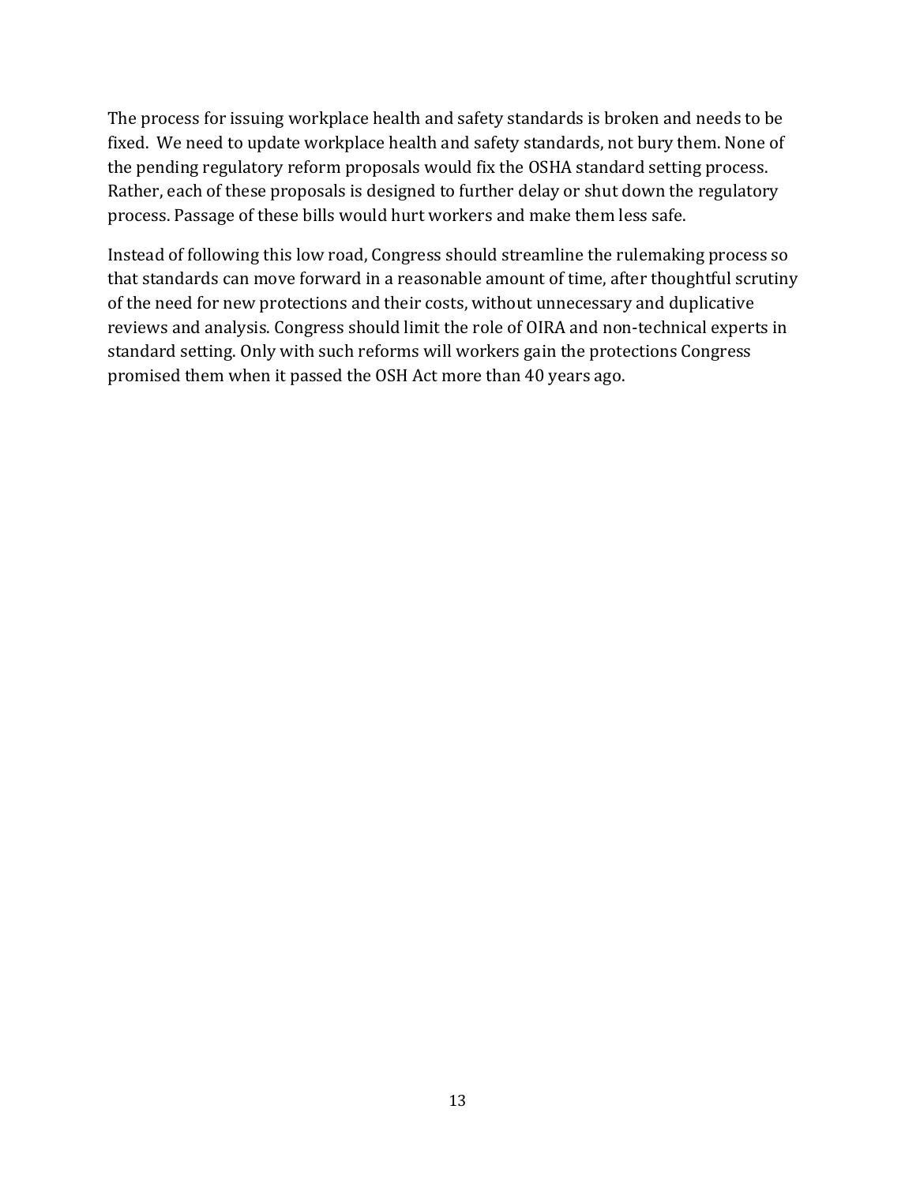The process for issuing workplace health and safety standards is broken and needs to be fixed. We need to update workplace health and safety standards, not bury them. None of the pending regulatory reform proposals would fix the OSHA standard setting process. Rather, each of these proposals is designed to further delay or shut down the regulatory process. Passage of these bills would hurt workers and make them less safe.

Instead of following this low road, Congress should streamline the rulemaking process so that standards can move forward in a reasonable amount of time, after thoughtful scrutiny of the need for new protections and their costs, without unnecessary and duplicative reviews and analysis. Congress should limit the role of OIRA and non-technical experts in standard setting. Only with such reforms will workers gain the protections Congress promised them when it passed the OSH Act more than 40 years ago.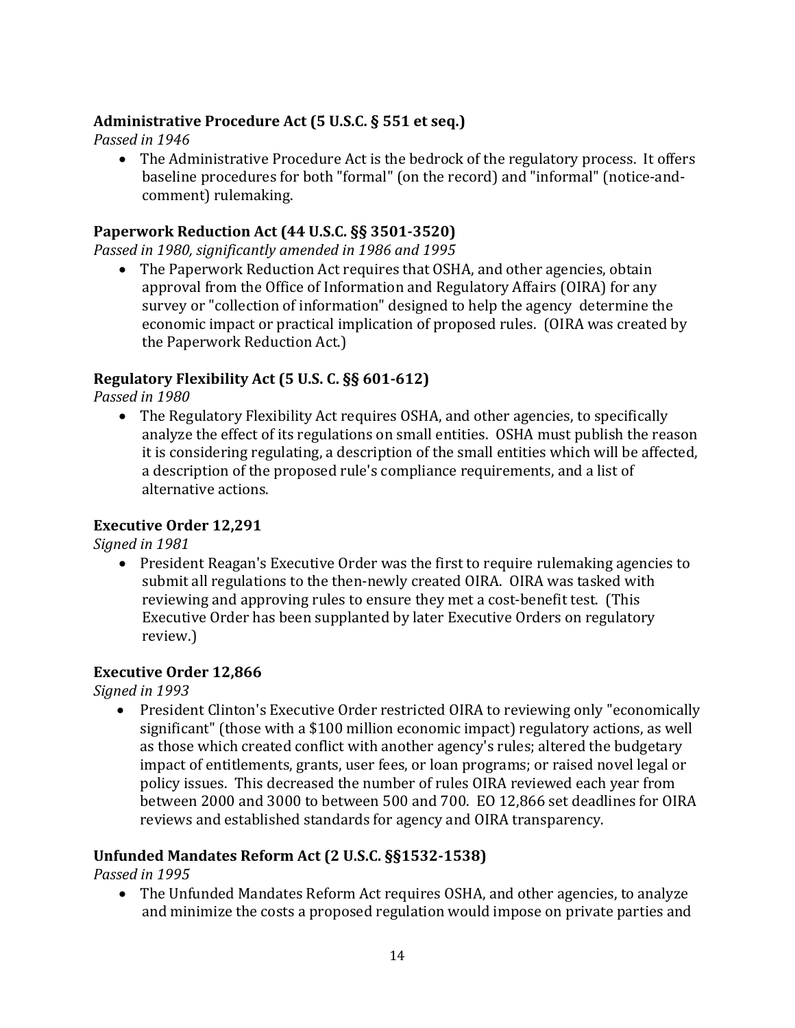### Administrative Procedure Act (5 U.S.C. § 551 et seq.)

*Passed in 1946*

- The Administrative Procedure Act is the bedrock of the regulatory process. It offers baseline procedures for both "formal" (on the record) and "informal" (notice-and-comment) rulemaking.

### Paperwork Reduction Act (44 U.S.C. §§ 3501-3520)

*Passed in 1980, significantly amended in 1986 and 1995*

- The Paperwork Reduction Act requires that OSHA, and other agencies, obtain approval from the Office of Information and Regulatory Affairs (OIRA) for any survey or "collection of information" designed to help the agency determine the economic impact or practical implication of proposed rules. (OIRA was created by the Paperwork Reduction Act.)

### Regulatory Flexibility Act (5 U.S. C. §§ 601-612)

*Passed in 1980*

- The Regulatory Flexibility Act requires OSHA, and other agencies, to specifically analyze the effect of its regulations on small entities. OSHA must publish the reason it is considering regulating, a description of the small entities which will be affected, a description of the proposed rule's compliance requirements, and a list of alternative actions.

### Executive Order 12,291

*Signed in 1981*

- President Reagan's Executive Order was the first to require rulemaking agencies to submit all regulations to the then-newly created OIRA. OIRA was tasked with reviewing and approving rules to ensure they met a cost-benefit test. (This Executive Order has been supplanted by later Executive Orders on regulatory review.)

### Executive Order 12,866

*Signed in 1993*

- President Clinton's Executive Order restricted OIRA to reviewing only "economically significant" (those with a $100 million economic impact) regulatory actions, as well as those which created conflict with another agency's rules; altered the budgetary impact of entitlements, grants, user fees, or loan programs; or raised novel legal or policy issues. This decreased the number of rules OIRA reviewed each year from between 2000 and 3000 to between 500 and 700. EO 12,866 set deadlines for OIRA reviews and established standards for agency and OIRA transparency.

### Unfunded Mandates Reform Act (2 U.S.C. §§1532-1538)

*Passed in 1995*

- The Unfunded Mandates Reform Act requires OSHA, and other agencies, to analyze and minimize the costs a proposed regulation would impose on private parties and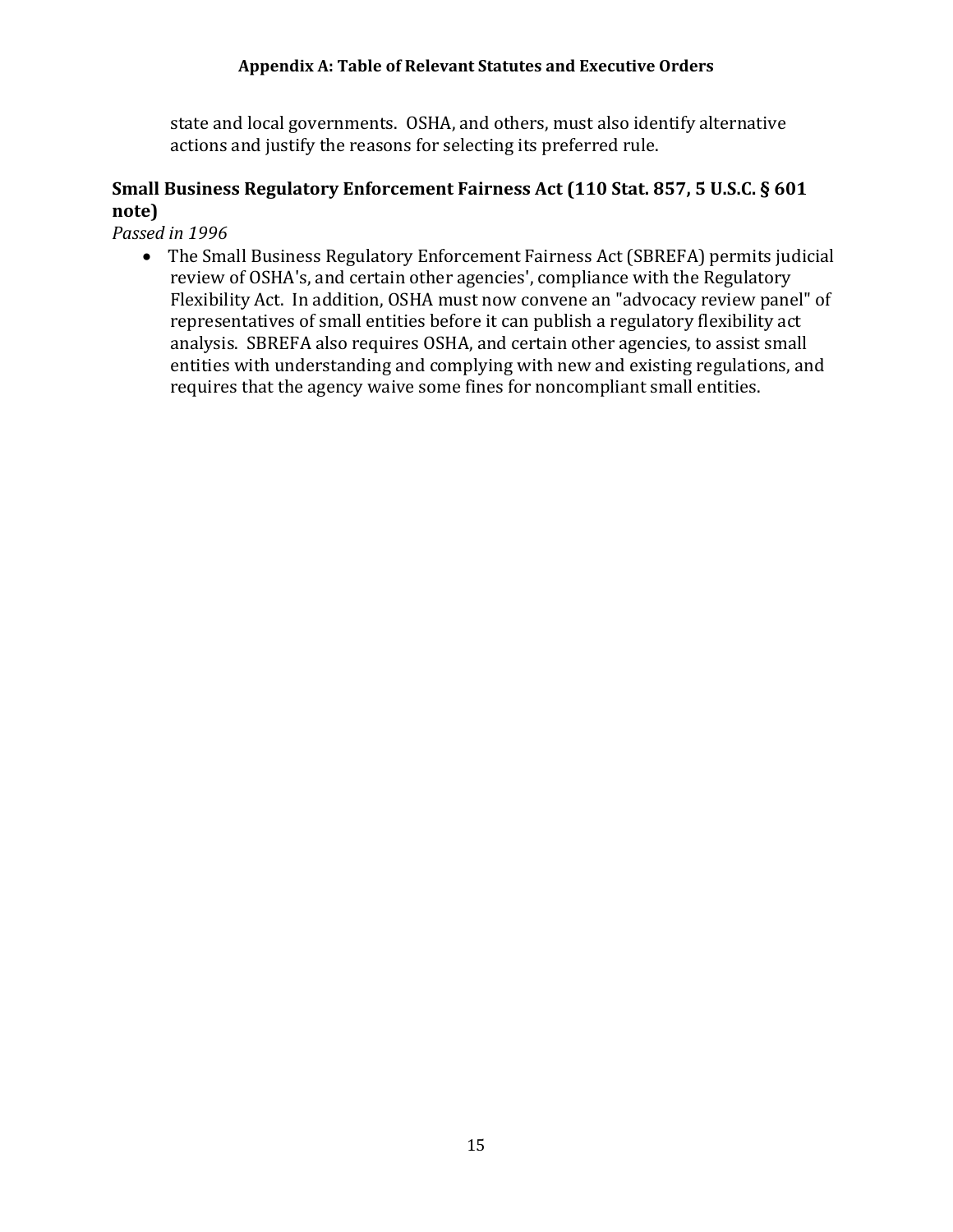state and local governments. OSHA, and others, must also identify alternative actions and justify the reasons for selecting its preferred rule.

**Small Business Regulatory Enforcement Fairness Act (110 Stat. 857, 5 U.S.C. § 601 note)**

*Passed in 1996*

- The Small Business Regulatory Enforcement Fairness Act (SBREFA) permits judicial review of OSHA's, and certain other agencies', compliance with the Regulatory Flexibility Act. In addition, OSHA must now convene an "advocacy review panel" of representatives of small entities before it can publish a regulatory flexibility act analysis. SBREFA also requires OSHA, and certain other agencies, to assist small entities with understanding and complying with new and existing regulations, and requires that the agency waive some fines for noncompliant small entities.